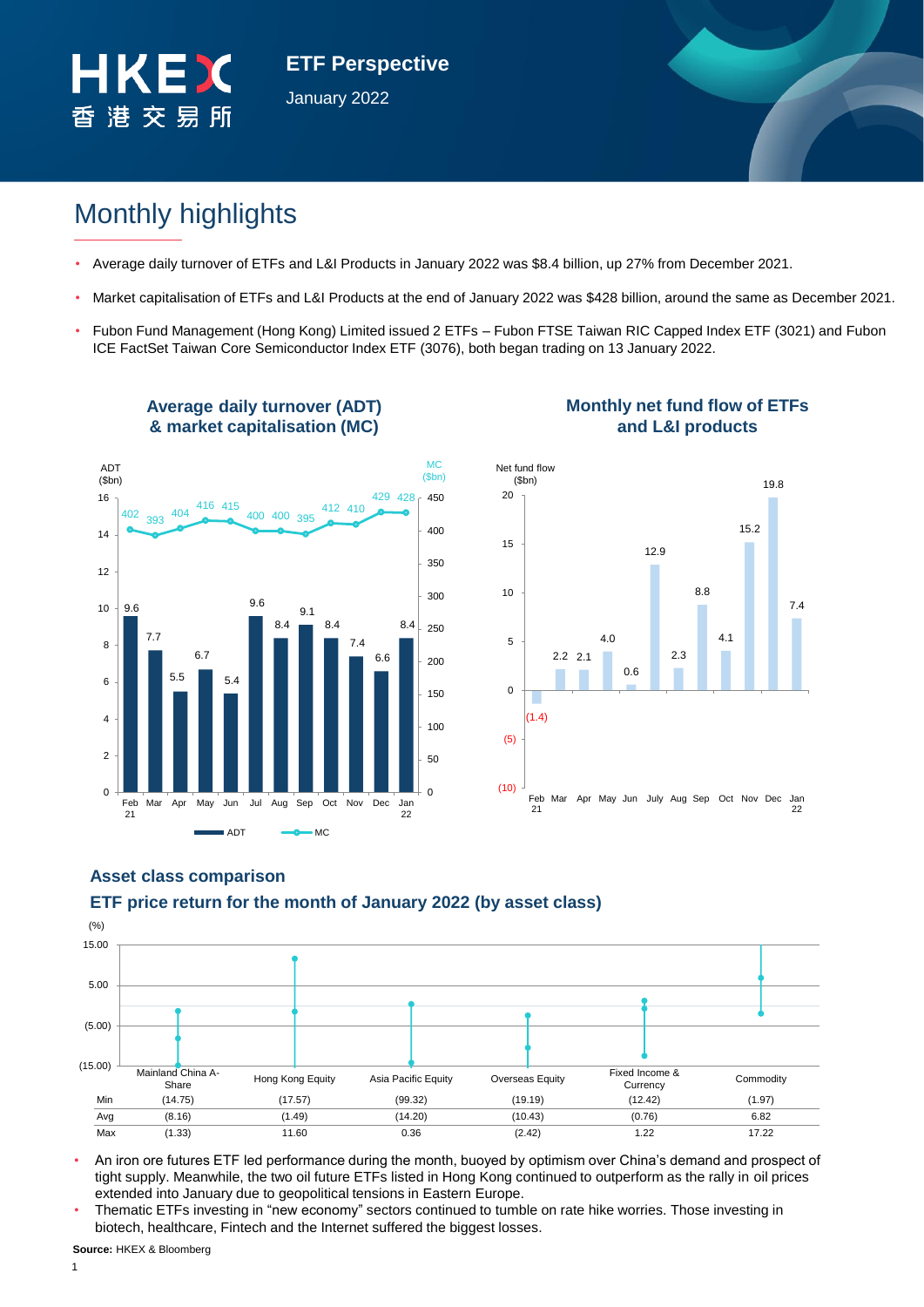HKEX 香港交易所

# ETF Perspective

January 2022

## Monthly highlights

- Average daily turnover of ETFs and L&I Products in January 2022 was $8.4 billion, up 27% from December 2021.
- Market capitalisation of ETFs and L&I Products at the end of January 2022 was $428 billion, around the same as December 2021.
- Fubon Fund Management (Hong Kong) Limited issued 2 ETFs – Fubon FTSE Taiwan RIC Capped Index ETF (3021) and Fubon ICE FactSet Taiwan Core Semiconductor Index ETF (3076), both began trading on 13 January 2022.

### Average daily turnover (ADT) & market capitalisation (MC)

| Month | ADT ($bn) | MC ($bn) |
|---|---|---|
| Feb 21 | 9.6 | 402 |
| Mar | 7.7 | 393 |
| Apr | 5.5 | 404 |
| May | 6.7 | 416 |
| Jun | 5.4 | 415 |
| Jul | 9.6 | 400 |
| Aug | 8.4 | 400 |
| Sep | 9.1 | 395 |
| Oct | 8.4 | 412 |
| Nov | 7.4 | 410 |
| Dec | 6.6 | 429 |
| Jan 22 | 8.4 | 428 |

### Monthly net fund flow of ETFs and L&I products

| Month | Net fund flow ($bn) |
|---|---|
| Feb 21 | (1.4) |
| Mar | 2.2 |
| Apr | 2.1 |
| May | 4.0 |
| Jun | 0.6 |
| July | 12.9 |
| Aug | 2.3 |
| Sep | 8.8 |
| Oct | 4.1 |
| Nov | 15.2 |
| Dec | 19.8 |
| Jan 22 | 7.4 |

## Asset class comparison

### ETF price return for the month of January 2022 (by asset class)

(%)

| | Mainland China A-Share | Hong Kong Equity | Asia Pacific Equity | Overseas Equity | Fixed Income & Currency | Commodity |
|---|---|---|---|---|---|---|
| Min | (14.75) | (17.57) | (99.32) | (19.19) | (12.42) | (1.97) |
| Avg | (8.16) | (1.49) | (14.20) | (10.43) | (0.76) | 6.82 |
| Max | (1.33) | 11.60 | 0.36 | (2.42) | 1.22 | 17.22 |

- An iron ore futures ETF led performance during the month, buoyed by optimism over China's demand and prospect of tight supply. Meanwhile, the two oil future ETFs listed in Hong Kong continued to outperform as the rally in oil prices extended into January due to geopolitical tensions in Eastern Europe.
- Thematic ETFs investing in "new economy" sectors continued to tumble on rate hike worries. Those investing in biotech, healthcare, Fintech and the Internet suffered the biggest losses.

**Source:** HKEX & Bloomberg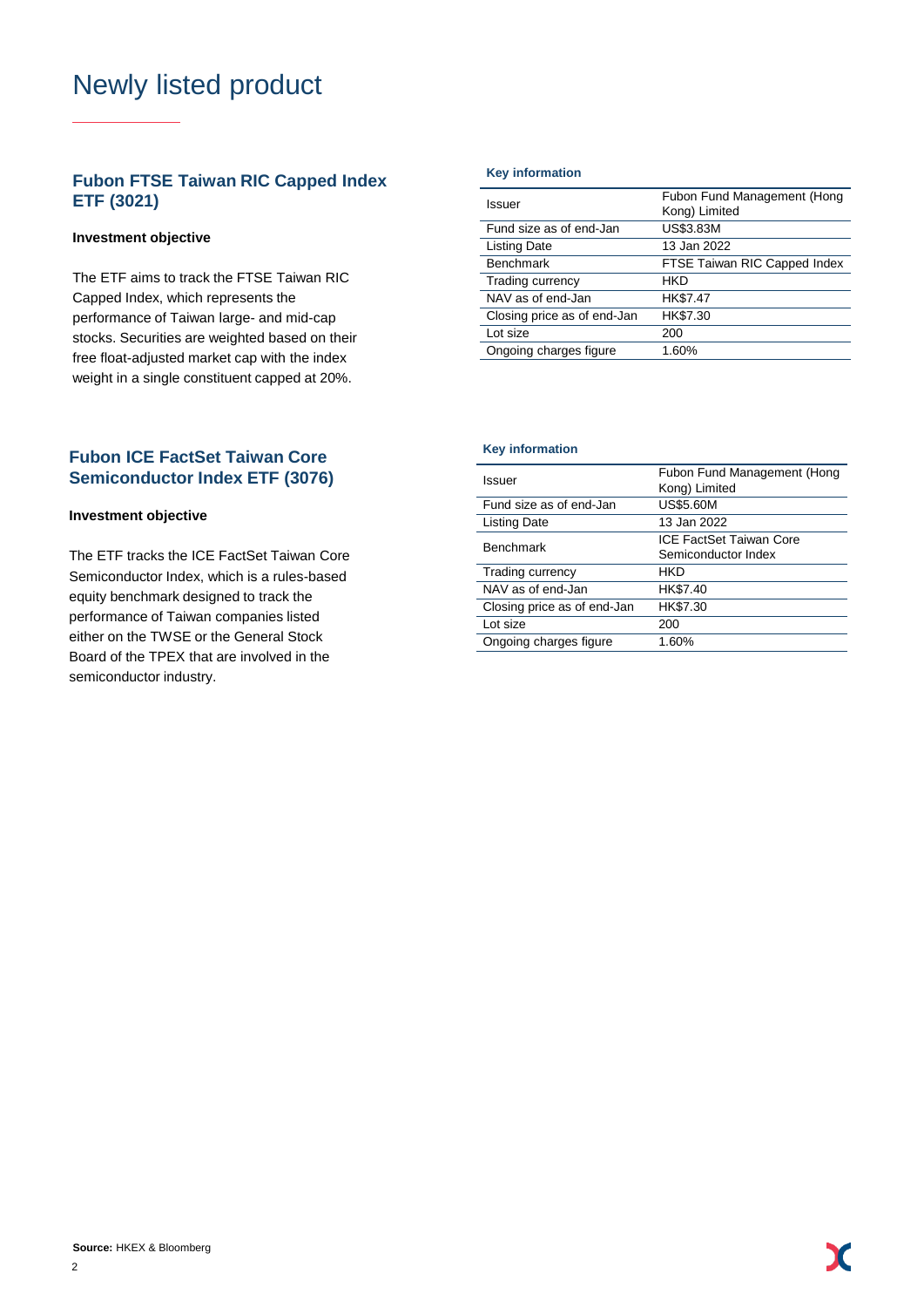# Newly listed product

## Fubon FTSE Taiwan RIC Capped Index ETF (3021)

**Investment objective**

The ETF aims to track the FTSE Taiwan RIC Capped Index, which represents the performance of Taiwan large- and mid-cap stocks. Securities are weighted based on their free float-adjusted market cap with the index weight in a single constituent capped at 20%.

**Key information**

| Issuer | Fubon Fund Management (Hong Kong) Limited |
|---|---|
| Fund size as of end-Jan | US$3.83M |
| Listing Date | 13 Jan 2022 |
| Benchmark | FTSE Taiwan RIC Capped Index |
| Trading currency | HKD |
| NAV as of end-Jan | HK$7.47 |
| Closing price as of end-Jan | HK$7.30 |
| Lot size | 200 |
| Ongoing charges figure | 1.60% |

## Fubon ICE FactSet Taiwan Core Semiconductor Index ETF (3076)

**Investment objective**

The ETF tracks the ICE FactSet Taiwan Core Semiconductor Index, which is a rules-based equity benchmark designed to track the performance of Taiwan companies listed either on the TWSE or the General Stock Board of the TPEX that are involved in the semiconductor industry.

**Key information**

| Issuer | Fubon Fund Management (Hong Kong) Limited |
|---|---|
| Fund size as of end-Jan | US$5.60M |
| Listing Date | 13 Jan 2022 |
| Benchmark | ICE FactSet Taiwan Core Semiconductor Index |
| Trading currency | HKD |
| NAV as of end-Jan | HK$7.40 |
| Closing price as of end-Jan | HK$7.30 |
| Lot size | 200 |
| Ongoing charges figure | 1.60% |

**Source:** HKEX & Bloomberg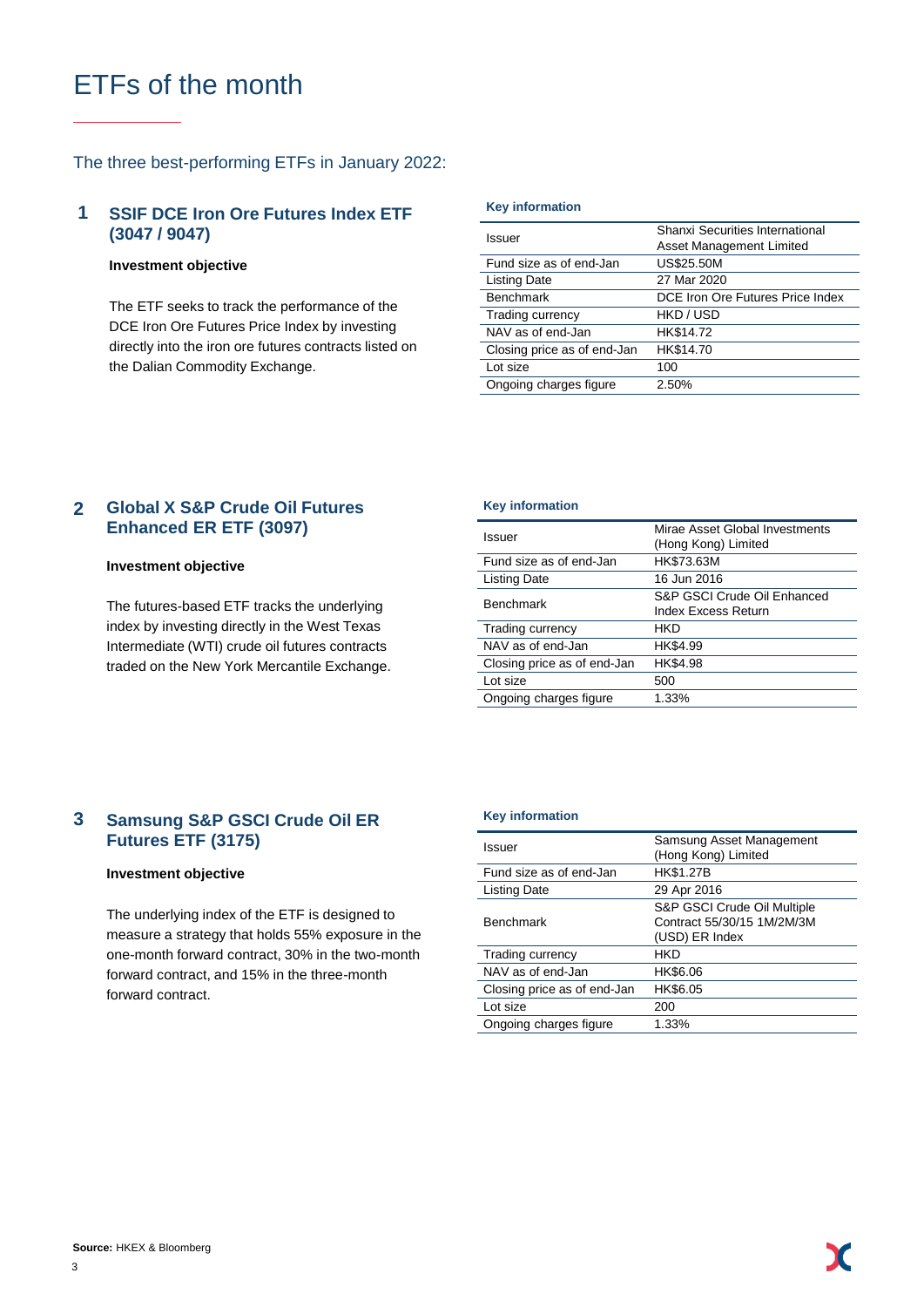# ETFs of the month

## The three best-performing ETFs in January 2022:

### 1 SSIF DCE Iron Ore Futures Index ETF (3047 / 9047)

**Investment objective**

The ETF seeks to track the performance of the DCE Iron Ore Futures Price Index by investing directly into the iron ore futures contracts listed on the Dalian Commodity Exchange.

**Key information**

| | |
|---|---|
| Issuer | Shanxi Securities International Asset Management Limited |
| Fund size as of end-Jan | US$25.50M |
| Listing Date | 27 Mar 2020 |
| Benchmark | DCE Iron Ore Futures Price Index |
| Trading currency | HKD / USD |
| NAV as of end-Jan | HK$14.72 |
| Closing price as of end-Jan | HK$14.70 |
| Lot size | 100 |
| Ongoing charges figure | 2.50% |

### 2 Global X S&P Crude Oil Futures Enhanced ER ETF (3097)

**Investment objective**

The futures-based ETF tracks the underlying index by investing directly in the West Texas Intermediate (WTI) crude oil futures contracts traded on the New York Mercantile Exchange.

**Key information**

| | |
|---|---|
| Issuer | Mirae Asset Global Investments (Hong Kong) Limited |
| Fund size as of end-Jan | HK$73.63M |
| Listing Date | 16 Jun 2016 |
| Benchmark | S&P GSCI Crude Oil Enhanced Index Excess Return |
| Trading currency | HKD |
| NAV as of end-Jan | HK$4.99 |
| Closing price as of end-Jan | HK$4.98 |
| Lot size | 500 |
| Ongoing charges figure | 1.33% |

### 3 Samsung S&P GSCI Crude Oil ER Futures ETF (3175)

**Investment objective**

The underlying index of the ETF is designed to measure a strategy that holds 55% exposure in the one-month forward contract, 30% in the two-month forward contract, and 15% in the three-month forward contract.

**Key information**

| | |
|---|---|
| Issuer | Samsung Asset Management (Hong Kong) Limited |
| Fund size as of end-Jan | HK$1.27B |
| Listing Date | 29 Apr 2016 |
| Benchmark | S&P GSCI Crude Oil Multiple Contract 55/30/15 1M/2M/3M (USD) ER Index |
| Trading currency | HKD |
| NAV as of end-Jan | HK$6.06 |
| Closing price as of end-Jan | HK$6.05 |
| Lot size | 200 |
| Ongoing charges figure | 1.33% |

**Source:** HKEX & Bloomberg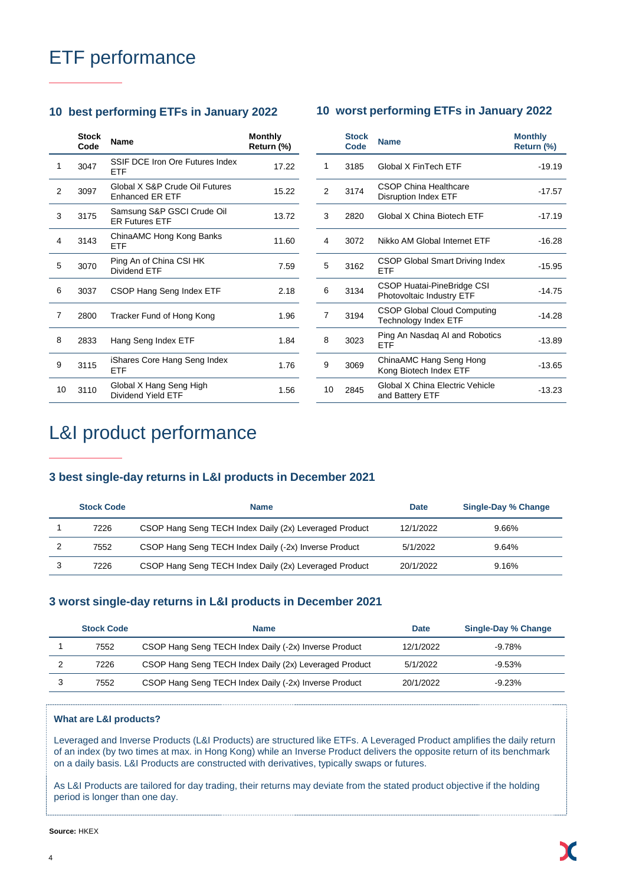# ETF performance

### 10 best performing ETFs in January 2022

| | Stock Code | Name | Monthly Return (%) |
|---|---|---|---|
| 1 | 3047 | SSIF DCE Iron Ore Futures Index ETF | 17.22 |
| 2 | 3097 | Global X S&P Crude Oil Futures Enhanced ER ETF | 15.22 |
| 3 | 3175 | Samsung S&P GSCI Crude Oil ER Futures ETF | 13.72 |
| 4 | 3143 | ChinaAMC Hong Kong Banks ETF | 11.60 |
| 5 | 3070 | Ping An of China CSI HK Dividend ETF | 7.59 |
| 6 | 3037 | CSOP Hang Seng Index ETF | 2.18 |
| 7 | 2800 | Tracker Fund of Hong Kong | 1.96 |
| 8 | 2833 | Hang Seng Index ETF | 1.84 |
| 9 | 3115 | iShares Core Hang Seng Index ETF | 1.76 |
| 10 | 3110 | Global X Hang Seng High Dividend Yield ETF | 1.56 |

### 10 worst performing ETFs in January 2022

| | Stock Code | Name | Monthly Return (%) |
|---|---|---|---|
| 1 | 3185 | Global X FinTech ETF | -19.19 |
| 2 | 3174 | CSOP China Healthcare Disruption Index ETF | -17.57 |
| 3 | 2820 | Global X China Biotech ETF | -17.19 |
| 4 | 3072 | Nikko AM Global Internet ETF | -16.28 |
| 5 | 3162 | CSOP Global Smart Driving Index ETF | -15.95 |
| 6 | 3134 | CSOP Huatai-PineBridge CSI Photovoltaic Industry ETF | -14.75 |
| 7 | 3194 | CSOP Global Cloud Computing Technology Index ETF | -14.28 |
| 8 | 3023 | Ping An Nasdaq AI and Robotics ETF | -13.89 |
| 9 | 3069 | ChinaAMC Hang Seng Hong Kong Biotech Index ETF | -13.65 |
| 10 | 2845 | Global X China Electric Vehicle and Battery ETF | -13.23 |

# L&I product performance

### 3 best single-day returns in L&I products in December 2021

| | Stock Code | Name | Date | Single-Day % Change |
|---|---|---|---|---|
| 1 | 7226 | CSOP Hang Seng TECH Index Daily (2x) Leveraged Product | 12/1/2022 | 9.66% |
| 2 | 7552 | CSOP Hang Seng TECH Index Daily (-2x) Inverse Product | 5/1/2022 | 9.64% |
| 3 | 7226 | CSOP Hang Seng TECH Index Daily (2x) Leveraged Product | 20/1/2022 | 9.16% |

### 3 worst single-day returns in L&I products in December 2021

| | Stock Code | Name | Date | Single-Day % Change |
|---|---|---|---|---|
| 1 | 7552 | CSOP Hang Seng TECH Index Daily (-2x) Inverse Product | 12/1/2022 | -9.78% |
| 2 | 7226 | CSOP Hang Seng TECH Index Daily (2x) Leveraged Product | 5/1/2022 | -9.53% |
| 3 | 7552 | CSOP Hang Seng TECH Index Daily (-2x) Inverse Product | 20/1/2022 | -9.23% |

**What are L&I products?**

Leveraged and Inverse Products (L&I Products) are structured like ETFs. A Leveraged Product amplifies the daily return of an index (by two times at max. in Hong Kong) while an Inverse Product delivers the opposite return of its benchmark on a daily basis. L&I Products are constructed with derivatives, typically swaps or futures.

As L&I Products are tailored for day trading, their returns may deviate from the stated product objective if the holding period is longer than one day.

**Source:** HKEX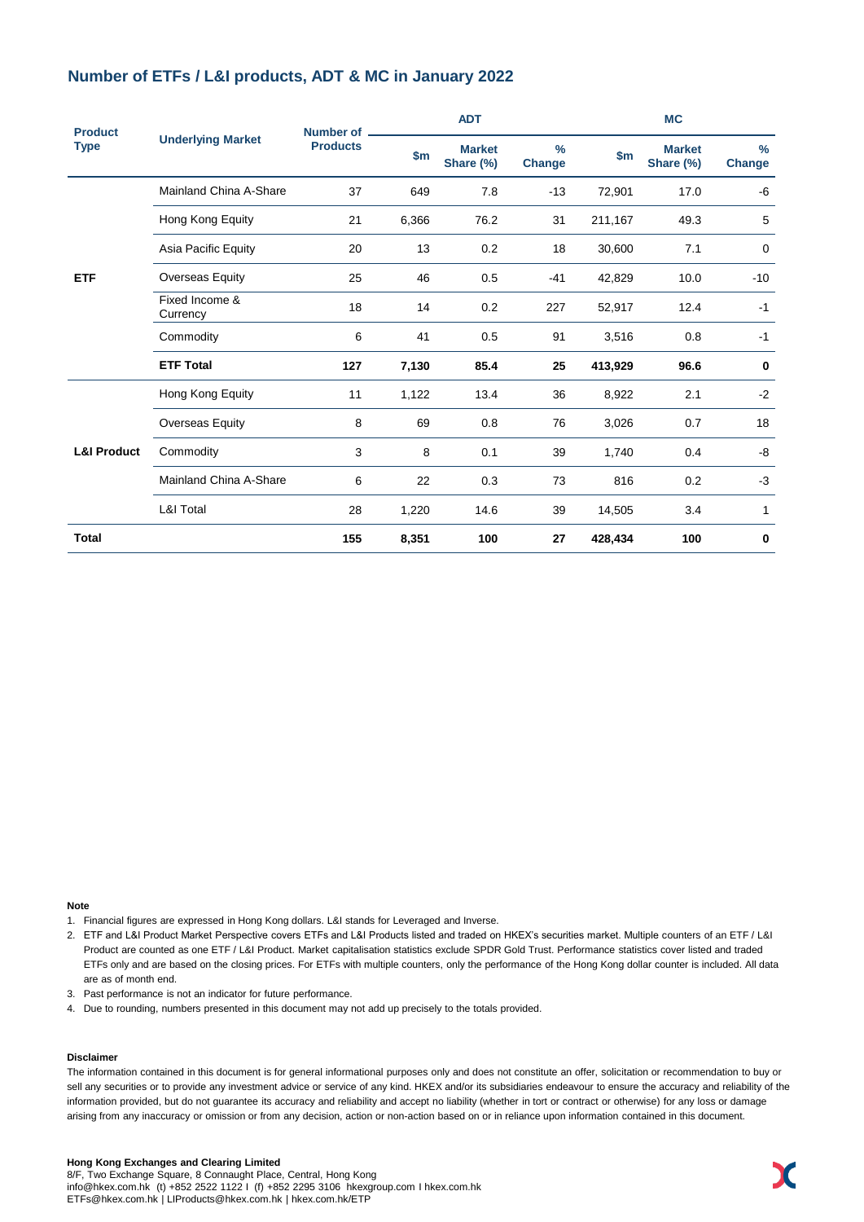## Number of ETFs / L&I products, ADT & MC in January 2022

| Product Type | Underlying Market | Number of Products | ADT | | | MC | | |
|---|---|---|---|---|---|---|---|---|
| | | | $m | Market Share (%) | % Change | $m | Market Share (%) | % Change |
| ETF | Mainland China A-Share | 37 | 649 | 7.8 | -13 | 72,901 | 17.0 | -6 |
| | Hong Kong Equity | 21 | 6,366 | 76.2 | 31 | 211,167 | 49.3 | 5 |
| | Asia Pacific Equity | 20 | 13 | 0.2 | 18 | 30,600 | 7.1 | 0 |
| | Overseas Equity | 25 | 46 | 0.5 | -41 | 42,829 | 10.0 | -10 |
| | Fixed Income & Currency | 18 | 14 | 0.2 | 227 | 52,917 | 12.4 | -1 |
| | Commodity | 6 | 41 | 0.5 | 91 | 3,516 | 0.8 | -1 |
| | **ETF Total** | **127** | **7,130** | **85.4** | **25** | **413,929** | **96.6** | **0** |
| L&I Product | Hong Kong Equity | 11 | 1,122 | 13.4 | 36 | 8,922 | 2.1 | -2 |
| | Overseas Equity | 8 | 69 | 0.8 | 76 | 3,026 | 0.7 | 18 |
| | Commodity | 3 | 8 | 0.1 | 39 | 1,740 | 0.4 | -8 |
| | Mainland China A-Share | 6 | 22 | 0.3 | 73 | 816 | 0.2 | -3 |
| | L&I Total | 28 | 1,220 | 14.6 | 39 | 14,505 | 3.4 | 1 |
| **Total** | | **155** | **8,351** | **100** | **27** | **428,434** | **100** | **0** |

**Note**

1. Financial figures are expressed in Hong Kong dollars. L&I stands for Leveraged and Inverse.
2. ETF and L&I Product Market Perspective covers ETFs and L&I Products listed and traded on HKEX's securities market. Multiple counters of an ETF / L&I Product are counted as one ETF / L&I Product. Market capitalisation statistics exclude SPDR Gold Trust. Performance statistics cover listed and traded ETFs only and are based on the closing prices. For ETFs with multiple counters, only the performance of the Hong Kong dollar counter is included. All data are as of month end.
3. Past performance is not an indicator for future performance.
4. Due to rounding, numbers presented in this document may not add up precisely to the totals provided.

**Disclaimer**

The information contained in this document is for general informational purposes only and does not constitute an offer, solicitation or recommendation to buy or sell any securities or to provide any investment advice or service of any kind. HKEX and/or its subsidiaries endeavour to ensure the accuracy and reliability of the information provided, but do not guarantee its accuracy and reliability and accept no liability (whether in tort or contract or otherwise) for any loss or damage arising from any inaccuracy or omission or from any decision, action or non-action based on or in reliance upon information contained in this document.

**Hong Kong Exchanges and Clearing Limited**
8/F, Two Exchange Square, 8 Connaught Place, Central, Hong Kong
info@hkex.com.hk (t) +852 2522 1122 I (f) +852 2295 3106 hkexgroup.com I hkex.com.hk
ETFs@hkex.com.hk | LIProducts@hkex.com.hk | hkex.com.hk/ETP